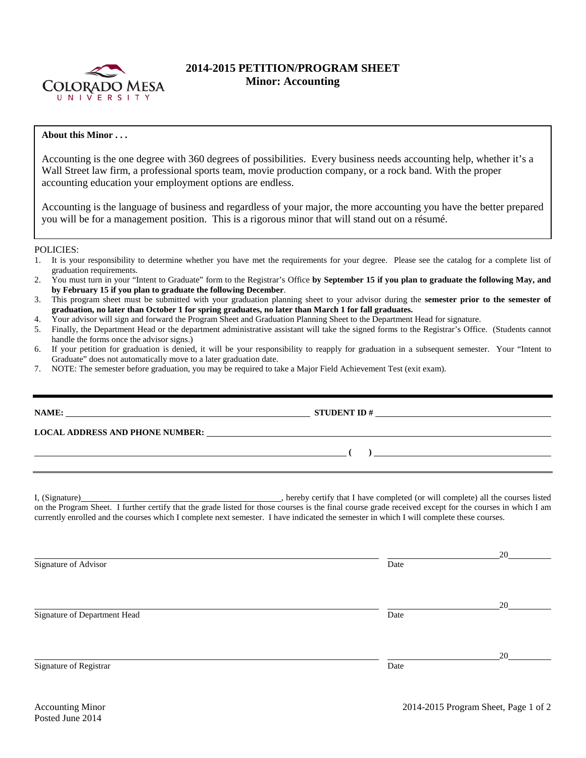# 2014-2015 PETITION/PROGRAM SHEET
## Minor: Accounting

**About this Minor . . .**

Accounting is the one degree with 360 degrees of possibilities. Every business needs accounting help, whether it's a Wall Street law firm, a professional sports team, movie production company, or a rock band. With the proper accounting education your employment options are endless.

Accounting is the language of business and regardless of your major, the more accounting you have the better prepared you will be for a management position. This is a rigorous minor that will stand out on a résumé.

POLICIES:

1. It is your responsibility to determine whether you have met the requirements for your degree. Please see the catalog for a complete list of graduation requirements.
2. You must turn in your "Intent to Graduate" form to the Registrar's Office **by September 15 if you plan to graduate the following May, and by February 15 if you plan to graduate the following December**.
3. This program sheet must be submitted with your graduation planning sheet to your advisor during the **semester prior to the semester of graduation, no later than October 1 for spring graduates, no later than March 1 for fall graduates.**
4. Your advisor will sign and forward the Program Sheet and Graduation Planning Sheet to the Department Head for signature.
5. Finally, the Department Head or the department administrative assistant will take the signed forms to the Registrar's Office. (Students cannot handle the forms once the advisor signs.)
6. If your petition for graduation is denied, it will be your responsibility to reapply for graduation in a subsequent semester. Your "Intent to Graduate" does not automatically move to a later graduation date.
7. NOTE: The semester before graduation, you may be required to take a Major Field Achievement Test (exit exam).

**NAME:** ______________________________ **STUDENT ID #** ______________________________

**LOCAL ADDRESS AND PHONE NUMBER:** ______________________________

______________________________ **( )** ______________________________

I, (Signature)______________________________, hereby certify that I have completed (or will complete) all the courses listed on the Program Sheet. I further certify that the grade listed for those courses is the final course grade received except for the courses in which I am currently enrolled and the courses which I complete next semester. I have indicated the semester in which I will complete these courses.

______________________________ ______________ 20______
Signature of Advisor Date

______________________________ ______________ 20______
Signature of Department Head Date

______________________________ ______________ 20______
Signature of Registrar Date

Accounting Minor
Posted June 2014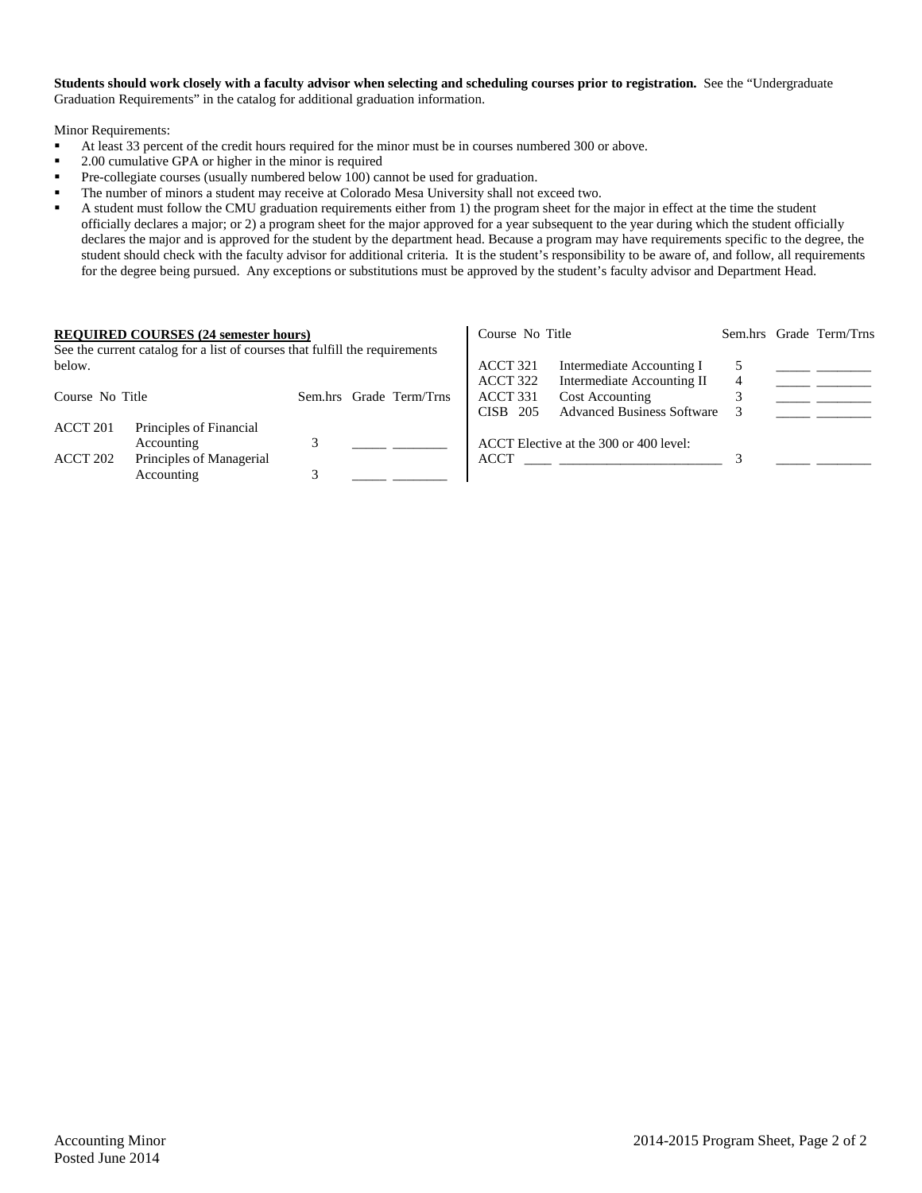**Students should work closely with a faculty advisor when selecting and scheduling courses prior to registration.** See the "Undergraduate Graduation Requirements" in the catalog for additional graduation information.

Minor Requirements:

- At least 33 percent of the credit hours required for the minor must be in courses numbered 300 or above.
- 2.00 cumulative GPA or higher in the minor is required
- Pre-collegiate courses (usually numbered below 100) cannot be used for graduation.
- The number of minors a student may receive at Colorado Mesa University shall not exceed two.
- A student must follow the CMU graduation requirements either from 1) the program sheet for the major in effect at the time the student officially declares a major; or 2) a program sheet for the major approved for a year subsequent to the year during which the student officially declares the major and is approved for the student by the department head. Because a program may have requirements specific to the degree, the student should check with the faculty advisor for additional criteria. It is the student's responsibility to be aware of, and follow, all requirements for the degree being pursued. Any exceptions or substitutions must be approved by the student's faculty advisor and Department Head.

**REQUIRED COURSES (24 semester hours)**

See the current catalog for a list of courses that fulfill the requirements below.

| Course No | Title | Sem.hrs | Grade | Term/Trns |
|---|---|---|---|---|
| ACCT 201 | Principles of Financial Accounting | 3 | _____ | ________ |
| ACCT 202 | Principles of Managerial Accounting | 3 | _____ | ________ |
| ACCT 321 | Intermediate Accounting I | 5 | _____ | ________ |
| ACCT 322 | Intermediate Accounting II | 4 | _____ | ________ |
| ACCT 331 | Cost Accounting | 3 | _____ | ________ |
| CISB 205 | Advanced Business Software | 3 | _____ | ________ |

ACCT Elective at the 300 or 400 level:

| Course No | Title | Sem.hrs | Grade | Term/Trns |
|---|---|---|---|---|
| ACCT ____ | ________________________ | 3 | _____ | ________ |